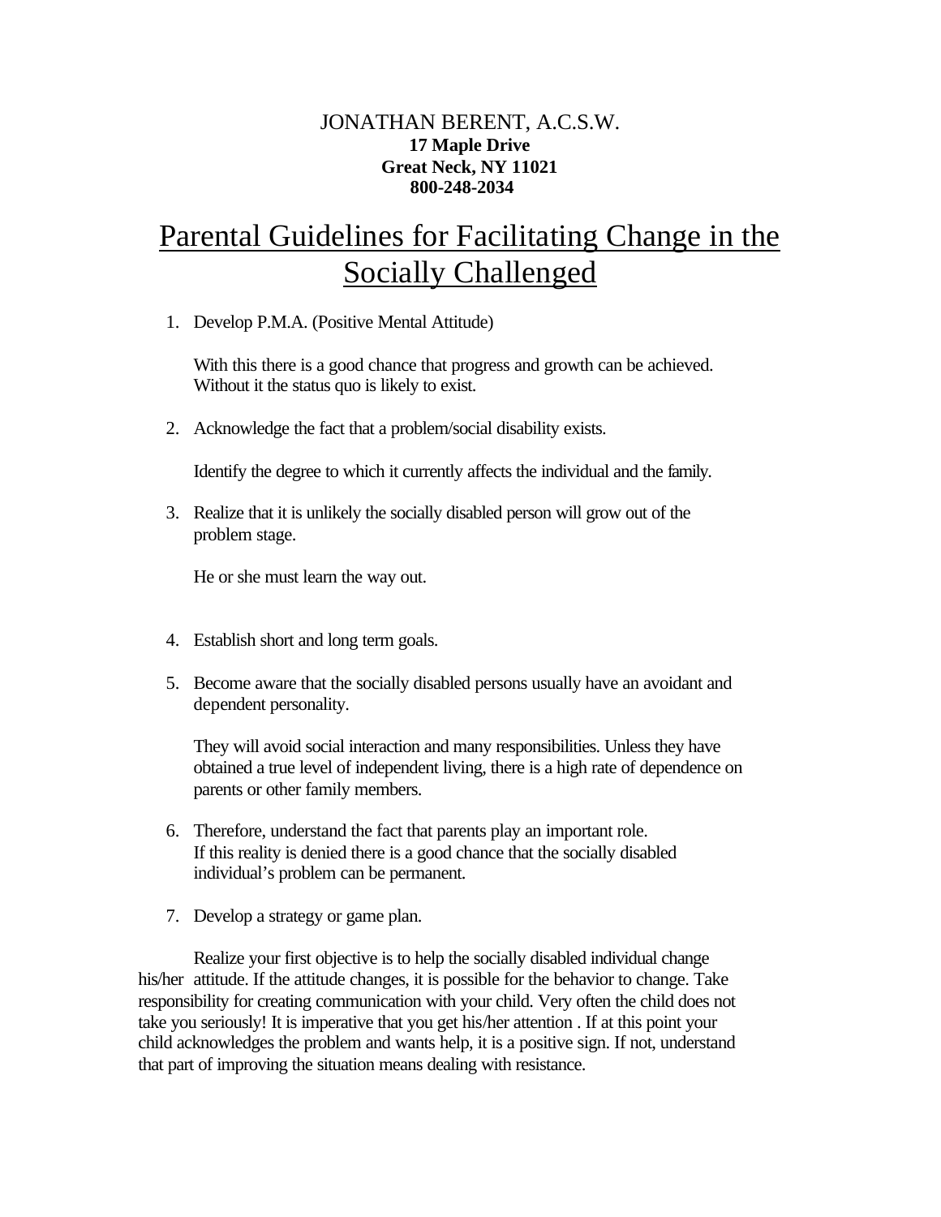JONATHAN BERENT, A.C.S.W.
**17 Maple Drive**
**Great Neck, NY 11021**
**800-248-2034**

# Parental Guidelines for Facilitating Change in the Socially Challenged

1. Develop P.M.A. (Positive Mental Attitude)

   With this there is a good chance that progress and growth can be achieved. Without it the status quo is likely to exist.

2. Acknowledge the fact that a problem/social disability exists.

   Identify the degree to which it currently affects the individual and the family.

3. Realize that it is unlikely the socially disabled person will grow out of the problem stage.

   He or she must learn the way out.

4. Establish short and long term goals.

5. Become aware that the socially disabled persons usually have an avoidant and dependent personality.

   They will avoid social interaction and many responsibilities. Unless they have obtained a true level of independent living, there is a high rate of dependence on parents or other family members.

6. Therefore, understand the fact that parents play an important role. If this reality is denied there is a good chance that the socially disabled individual's problem can be permanent.

7. Develop a strategy or game plan.

Realize your first objective is to help the socially disabled individual change his/her attitude. If the attitude changes, it is possible for the behavior to change. Take responsibility for creating communication with your child. Very often the child does not take you seriously! It is imperative that you get his/her attention . If at this point your child acknowledges the problem and wants help, it is a positive sign. If not, understand that part of improving the situation means dealing with resistance.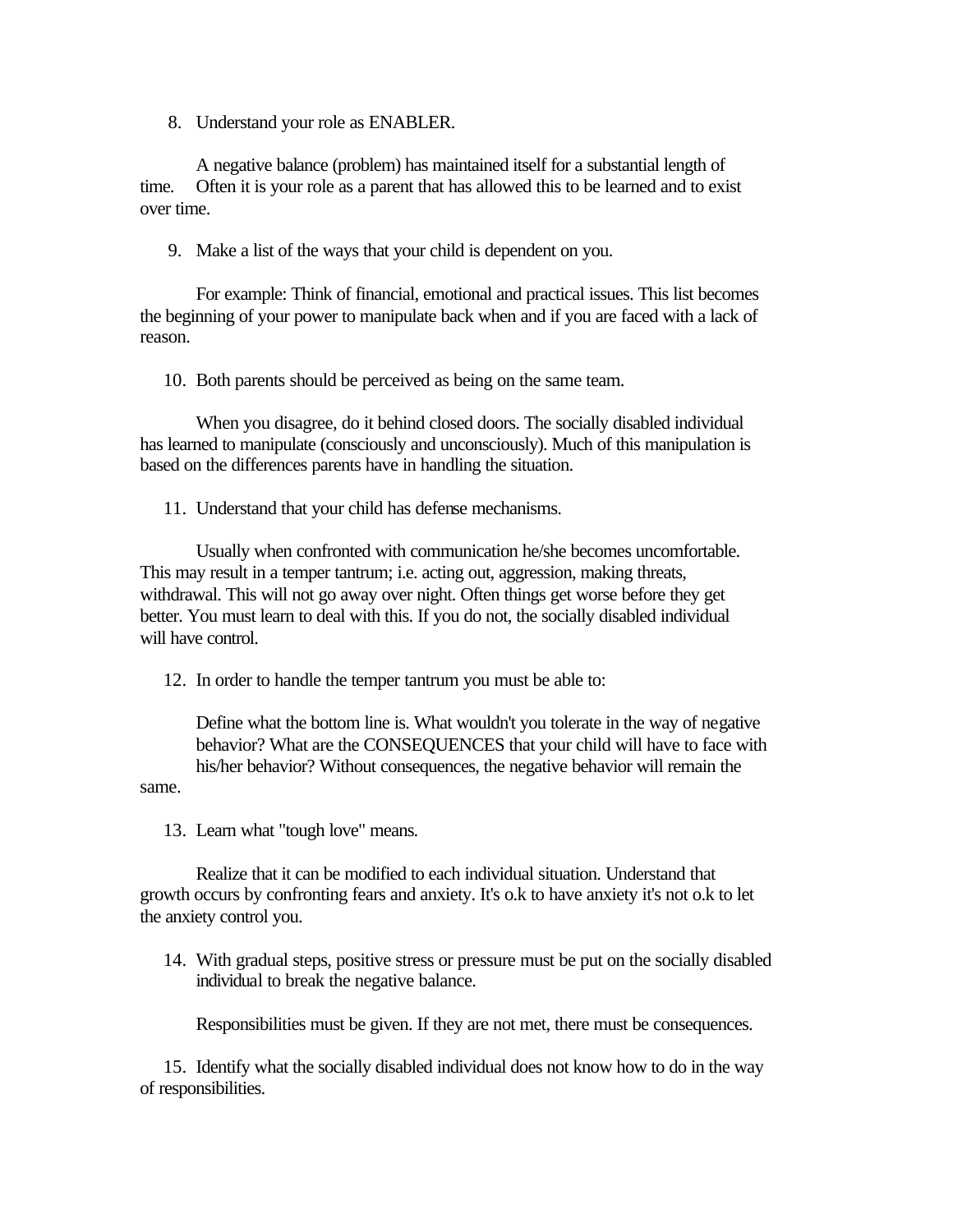8. Understand your role as ENABLER.

A negative balance (problem) has maintained itself for a substantial length of time. Often it is your role as a parent that has allowed this to be learned and to exist over time.

9. Make a list of the ways that your child is dependent on you.

For example: Think of financial, emotional and practical issues. This list becomes the beginning of your power to manipulate back when and if you are faced with a lack of reason.

10. Both parents should be perceived as being on the same team.

When you disagree, do it behind closed doors. The socially disabled individual has learned to manipulate (consciously and unconsciously). Much of this manipulation is based on the differences parents have in handling the situation.

11. Understand that your child has defense mechanisms.

Usually when confronted with communication he/she becomes uncomfortable. This may result in a temper tantrum; i.e. acting out, aggression, making threats, withdrawal. This will not go away over night. Often things get worse before they get better. You must learn to deal with this. If you do not, the socially disabled individual will have control.

12. In order to handle the temper tantrum you must be able to:

Define what the bottom line is. What wouldn't you tolerate in the way of negative behavior? What are the CONSEQUENCES that your child will have to face with his/her behavior? Without consequences, the negative behavior will remain the same.

13. Learn what "tough love" means.

Realize that it can be modified to each individual situation. Understand that growth occurs by confronting fears and anxiety. It's o.k to have anxiety it's not o.k to let the anxiety control you.

14. With gradual steps, positive stress or pressure must be put on the socially disabled individual to break the negative balance.

Responsibilities must be given. If they are not met, there must be consequences.

15. Identify what the socially disabled individual does not know how to do in the way of responsibilities.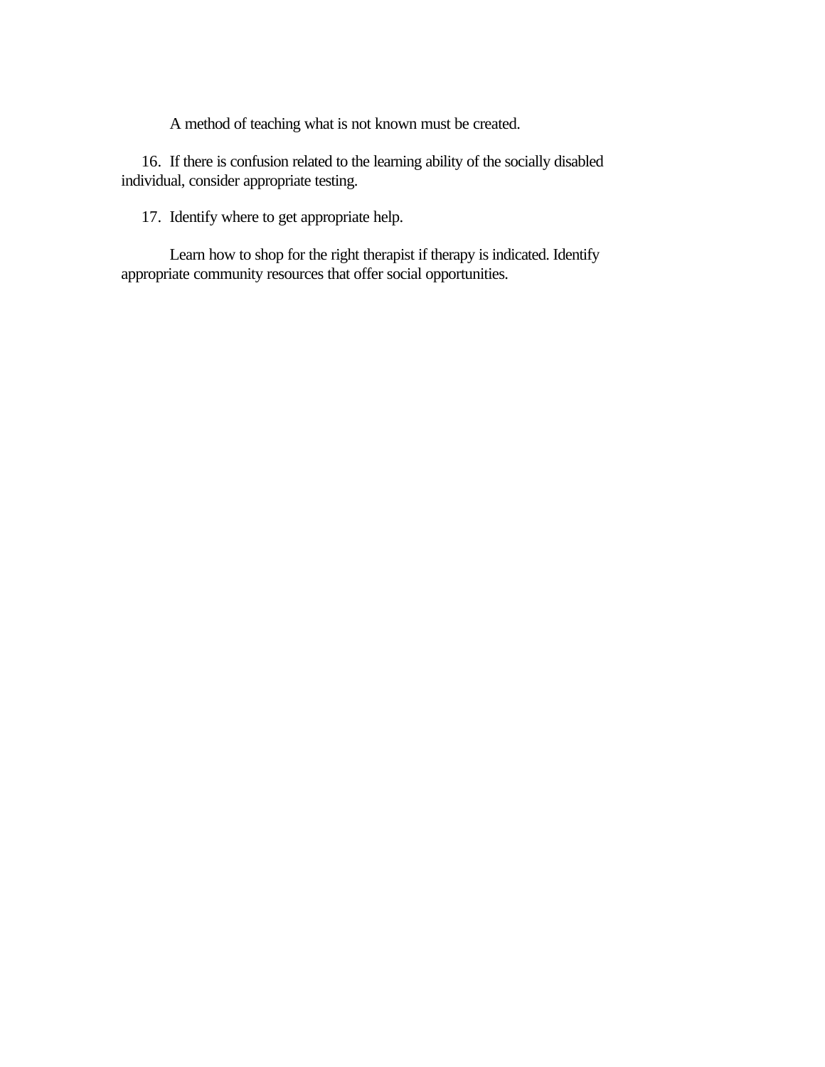A method of teaching what is not known must be created.

16. If there is confusion related to the learning ability of the socially disabled individual, consider appropriate testing.

17. Identify where to get appropriate help.

Learn how to shop for the right therapist if therapy is indicated. Identify appropriate community resources that offer social opportunities.